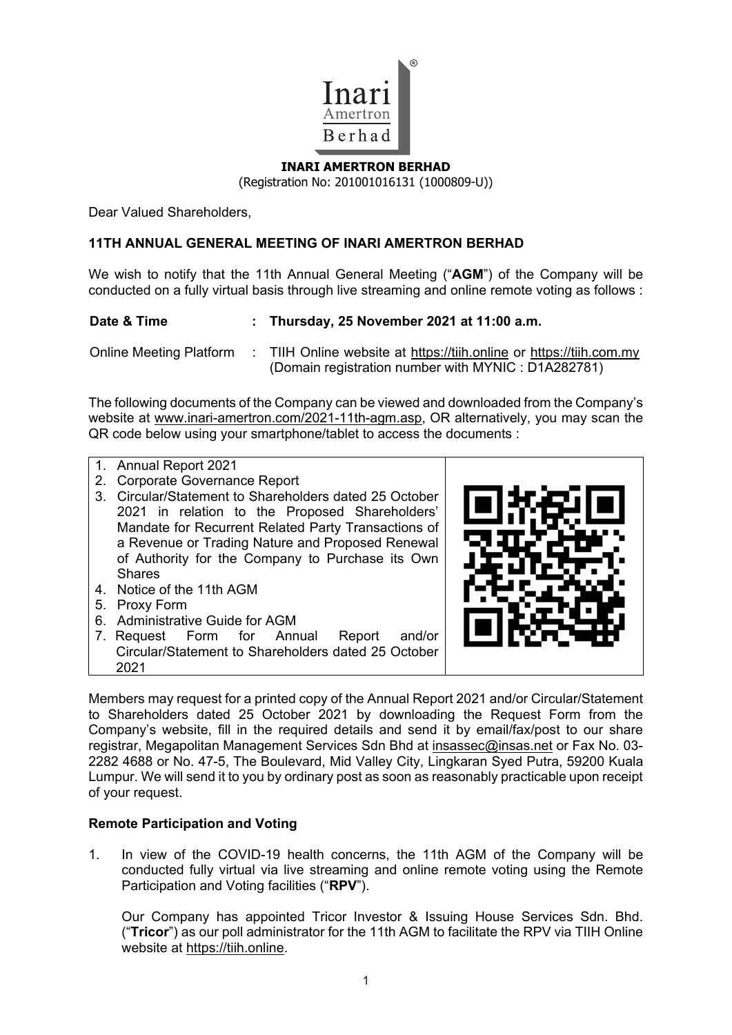**INARI AMERTRON BERHAD**
(Registration No: 201001016131 (1000809-U))

Dear Valued Shareholders,

## 11TH ANNUAL GENERAL MEETING OF INARI AMERTRON BERHAD

We wish to notify that the 11th Annual General Meeting ("**AGM**") of the Company will be conducted on a fully virtual basis through live streaming and online remote voting as follows :

| | | |
|---|---|---|
| **Date & Time** | : | **Thursday, 25 November 2021 at 11:00 a.m.** |
| Online Meeting Platform | : | TIIH Online website at https://tiih.online or https://tiih.com.my (Domain registration number with MYNIC : D1A282781) |

The following documents of the Company can be viewed and downloaded from the Company's website at www.inari-amertron.com/2021-11th-agm.asp, OR alternatively, you may scan the QR code below using your smartphone/tablet to access the documents :

1. Annual Report 2021
2. Corporate Governance Report
3. Circular/Statement to Shareholders dated 25 October 2021 in relation to the Proposed Shareholders' Mandate for Recurrent Related Party Transactions of a Revenue or Trading Nature and Proposed Renewal of Authority for the Company to Purchase its Own Shares
4. Notice of the 11th AGM
5. Proxy Form
6. Administrative Guide for AGM
7. Request Form for Annual Report and/or Circular/Statement to Shareholders dated 25 October 2021

Members may request for a printed copy of the Annual Report 2021 and/or Circular/Statement to Shareholders dated 25 October 2021 by downloading the Request Form from the Company's website, fill in the required details and send it by email/fax/post to our share registrar, Megapolitan Management Services Sdn Bhd at insassec@insas.net or Fax No. 03-2282 4688 or No. 47-5, The Boulevard, Mid Valley City, Lingkaran Syed Putra, 59200 Kuala Lumpur. We will send it to you by ordinary post as soon as reasonably practicable upon receipt of your request.

### Remote Participation and Voting

1. In view of the COVID-19 health concerns, the 11th AGM of the Company will be conducted fully virtual via live streaming and online remote voting using the Remote Participation and Voting facilities ("**RPV**").

   Our Company has appointed Tricor Investor & Issuing House Services Sdn. Bhd. ("**Tricor**") as our poll administrator for the 11th AGM to facilitate the RPV via TIIH Online website at https://tiih.online.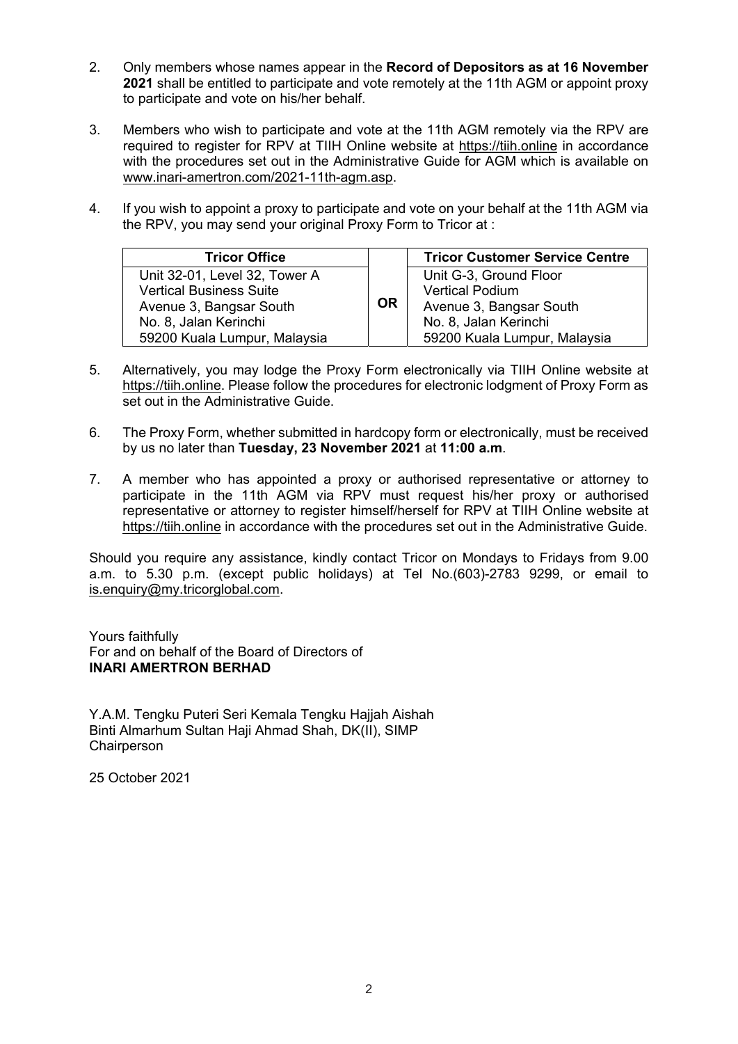2. Only members whose names appear in the **Record of Depositors as at 16 November 2021** shall be entitled to participate and vote remotely at the 11th AGM or appoint proxy to participate and vote on his/her behalf.

3. Members who wish to participate and vote at the 11th AGM remotely via the RPV are required to register for RPV at TIIH Online website at https://tiih.online in accordance with the procedures set out in the Administrative Guide for AGM which is available on www.inari-amertron.com/2021-11th-agm.asp.

4. If you wish to appoint a proxy to participate and vote on your behalf at the 11th AGM via the RPV, you may send your original Proxy Form to Tricor at :

| Tricor Office | | Tricor Customer Service Centre |
|---|---|---|
| Unit 32-01, Level 32, Tower A<br>Vertical Business Suite<br>Avenue 3, Bangsar South<br>No. 8, Jalan Kerinchi<br>59200 Kuala Lumpur, Malaysia | **OR** | Unit G-3, Ground Floor<br>Vertical Podium<br>Avenue 3, Bangsar South<br>No. 8, Jalan Kerinchi<br>59200 Kuala Lumpur, Malaysia |

5. Alternatively, you may lodge the Proxy Form electronically via TIIH Online website at https://tiih.online. Please follow the procedures for electronic lodgment of Proxy Form as set out in the Administrative Guide.

6. The Proxy Form, whether submitted in hardcopy form or electronically, must be received by us no later than **Tuesday, 23 November 2021** at **11:00 a.m**.

7. A member who has appointed a proxy or authorised representative or attorney to participate in the 11th AGM via RPV must request his/her proxy or authorised representative or attorney to register himself/herself for RPV at TIIH Online website at https://tiih.online in accordance with the procedures set out in the Administrative Guide.

Should you require any assistance, kindly contact Tricor on Mondays to Fridays from 9.00 a.m. to 5.30 p.m. (except public holidays) at Tel No.(603)-2783 9299, or email to is.enquiry@my.tricorglobal.com.

Yours faithfully
For and on behalf of the Board of Directors of
**INARI AMERTRON BERHAD**

Y.A.M. Tengku Puteri Seri Kemala Tengku Hajjah Aishah
Binti Almarhum Sultan Haji Ahmad Shah, DK(II), SIMP
Chairperson

25 October 2021